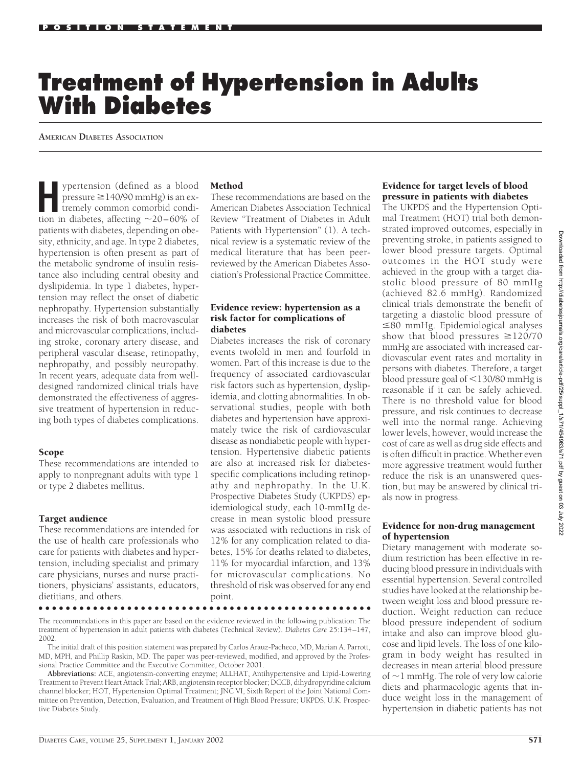# Treatment of Hypertension in Adults With Diabetes

**American Diabetes Association**

Hypertension (defined as a blood pressure ≥140/90 mmHg) is an extremely common comorbid condition in diabetes, affecting ~20–60% of patients with diabetes, depending on obesity, ethnicity, and age. In type 2 diabetes, hypertension is often present as part of the metabolic syndrome of insulin resistance also including central obesity and dyslipidemia. In type 1 diabetes, hypertension may reflect the onset of diabetic nephropathy. Hypertension substantially increases the risk of both macrovascular and microvascular complications, including stroke, coronary artery disease, and peripheral vascular disease, retinopathy, nephropathy, and possibly neuropathy. In recent years, adequate data from well-designed randomized clinical trials have demonstrated the effectiveness of aggressive treatment of hypertension in reducing both types of diabetes complications.

### Scope

These recommendations are intended to apply to nonpregnant adults with type 1 or type 2 diabetes mellitus.

### Target audience

These recommendations are intended for the use of health care professionals who care for patients with diabetes and hypertension, including specialist and primary care physicians, nurses and nurse practitioners, physicians' assistants, educators, dietitians, and others.

### Method

These recommendations are based on the American Diabetes Association Technical Review "Treatment of Diabetes in Adult Patients with Hypertension" (1). A technical review is a systematic review of the medical literature that has been peer-reviewed by the American Diabetes Association's Professional Practice Committee.

### Evidence review: hypertension as a risk factor for complications of diabetes

Diabetes increases the risk of coronary events twofold in men and fourfold in women. Part of this increase is due to the frequency of associated cardiovascular risk factors such as hypertension, dyslipidemia, and clotting abnormalities. In observational studies, people with both diabetes and hypertension have approximately twice the risk of cardiovascular disease as nondiabetic people with hypertension. Hypertensive diabetic patients are also at increased risk for diabetes-specific complications including retinopathy and nephropathy. In the U.K. Prospective Diabetes Study (UKPDS) epidemiological study, each 10-mmHg decrease in mean systolic blood pressure was associated with reductions in risk of 12% for any complication related to diabetes, 15% for deaths related to diabetes, 11% for myocardial infarction, and 13% for microvascular complications. No threshold of risk was observed for any end point.

### Evidence for target levels of blood pressure in patients with diabetes

The UKPDS and the Hypertension Optimal Treatment (HOT) trial both demonstrated improved outcomes, especially in preventing stroke, in patients assigned to lower blood pressure targets. Optimal outcomes in the HOT study were achieved in the group with a target diastolic blood pressure of 80 mmHg (achieved 82.6 mmHg). Randomized clinical trials demonstrate the benefit of targeting a diastolic blood pressure of ≤80 mmHg. Epidemiological analyses show that blood pressures ≥120/70 mmHg are associated with increased cardiovascular event rates and mortality in persons with diabetes. Therefore, a target blood pressure goal of <130/80 mmHg is reasonable if it can be safely achieved. There is no threshold value for blood pressure, and risk continues to decrease well into the normal range. Achieving lower levels, however, would increase the cost of care as well as drug side effects and is often difficult in practice. Whether even more aggressive treatment would further reduce the risk is an unanswered question, but may be answered by clinical trials now in progress.

### Evidence for non-drug management of hypertension

Dietary management with moderate sodium restriction has been effective in reducing blood pressure in individuals with essential hypertension. Several controlled studies have looked at the relationship between weight loss and blood pressure reduction. Weight reduction can reduce blood pressure independent of sodium intake and also can improve blood glucose and lipid levels. The loss of one kilogram in body weight has resulted in decreases in mean arterial blood pressure of ~1 mmHg. The role of very low calorie diets and pharmacologic agents that induce weight loss in the management of hypertension in diabetic patients has not

---

The recommendations in this paper are based on the evidence reviewed in the following publication: The treatment of hypertension in adult patients with diabetes (Technical Review). *Diabetes Care* 25:134–147, 2002.

The initial draft of this position statement was prepared by Carlos Arauz-Pacheco, MD, Marian A. Parrott, MD, MPH, and Phillip Raskin, MD. The paper was peer-reviewed, modified, and approved by the Professional Practice Committee and the Executive Committee, October 2001.

**Abbreviations:** ACE, angiotensin-converting enzyme; ALLHAT, Antihypertensive and Lipid-Lowering Treatment to Prevent Heart Attack Trial; ARB, angiotensin receptor blocker; DCCB, dihydropyridine calcium channel blocker; HOT, Hypertension Optimal Treatment; JNC VI, Sixth Report of the Joint National Committee on Prevention, Detection, Evaluation, and Treatment of High Blood Pressure; UKPDS, U.K. Prospective Diabetes Study.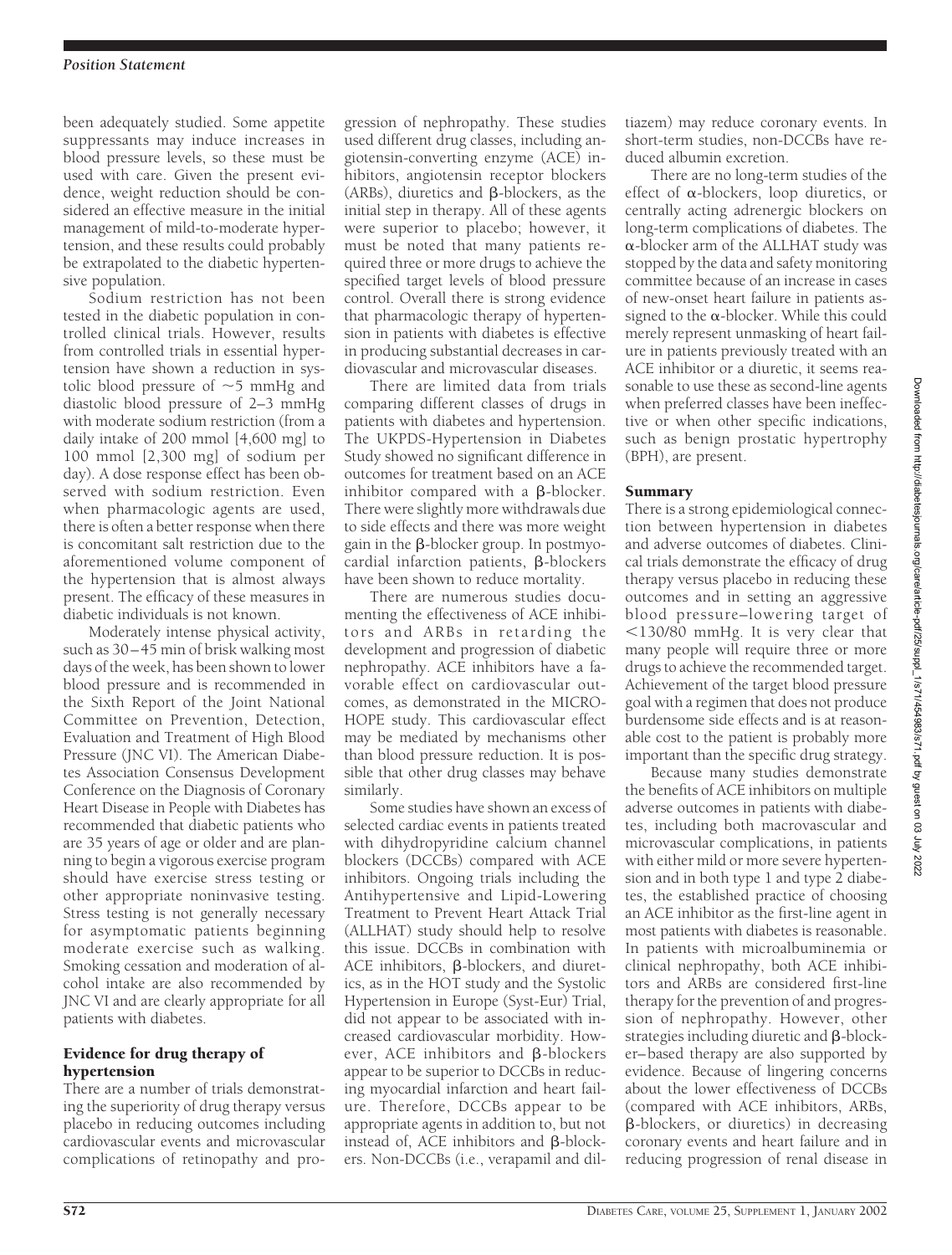been adequately studied. Some appetite suppressants may induce increases in blood pressure levels, so these must be used with care. Given the present evidence, weight reduction should be considered an effective measure in the initial management of mild-to-moderate hypertension, and these results could probably be extrapolated to the diabetic hypertensive population.

Sodium restriction has not been tested in the diabetic population in controlled clinical trials. However, results from controlled trials in essential hypertension have shown a reduction in systolic blood pressure of ~5 mmHg and diastolic blood pressure of 2–3 mmHg with moderate sodium restriction (from a daily intake of 200 mmol [4,600 mg] to 100 mmol [2,300 mg] of sodium per day). A dose response effect has been observed with sodium restriction. Even when pharmacologic agents are used, there is often a better response when there is concomitant salt restriction due to the aforementioned volume component of the hypertension that is almost always present. The efficacy of these measures in diabetic individuals is not known.

Moderately intense physical activity, such as 30–45 min of brisk walking most days of the week, has been shown to lower blood pressure and is recommended in the Sixth Report of the Joint National Committee on Prevention, Detection, Evaluation and Treatment of High Blood Pressure (JNC VI). The American Diabetes Association Consensus Development Conference on the Diagnosis of Coronary Heart Disease in People with Diabetes has recommended that diabetic patients who are 35 years of age or older and are planning to begin a vigorous exercise program should have exercise stress testing or other appropriate noninvasive testing. Stress testing is not generally necessary for asymptomatic patients beginning moderate exercise such as walking. Smoking cessation and moderation of alcohol intake are also recommended by JNC VI and are clearly appropriate for all patients with diabetes.

## Evidence for drug therapy of hypertension

There are a number of trials demonstrating the superiority of drug therapy versus placebo in reducing outcomes including cardiovascular events and microvascular complications of retinopathy and progression of nephropathy. These studies used different drug classes, including angiotensin-converting enzyme (ACE) inhibitors, angiotensin receptor blockers (ARBs), diuretics and β-blockers, as the initial step in therapy. All of these agents were superior to placebo; however, it must be noted that many patients required three or more drugs to achieve the specified target levels of blood pressure control. Overall there is strong evidence that pharmacologic therapy of hypertension in patients with diabetes is effective in producing substantial decreases in cardiovascular and microvascular diseases.

There are limited data from trials comparing different classes of drugs in patients with diabetes and hypertension. The UKPDS-Hypertension in Diabetes Study showed no significant difference in outcomes for treatment based on an ACE inhibitor compared with a β-blocker. There were slightly more withdrawals due to side effects and there was more weight gain in the β-blocker group. In postmyocardial infarction patients, β-blockers have been shown to reduce mortality.

There are numerous studies documenting the effectiveness of ACE inhibitors and ARBs in retarding the development and progression of diabetic nephropathy. ACE inhibitors have a favorable effect on cardiovascular outcomes, as demonstrated in the MICRO-HOPE study. This cardiovascular effect may be mediated by mechanisms other than blood pressure reduction. It is possible that other drug classes may behave similarly.

Some studies have shown an excess of selected cardiac events in patients treated with dihydropyridine calcium channel blockers (DCCBs) compared with ACE inhibitors. Ongoing trials including the Antihypertensive and Lipid-Lowering Treatment to Prevent Heart Attack Trial (ALLHAT) study should help to resolve this issue. DCCBs in combination with ACE inhibitors, β-blockers, and diuretics, as in the HOT study and the Systolic Hypertension in Europe (Syst-Eur) Trial, did not appear to be associated with increased cardiovascular morbidity. However, ACE inhibitors and β-blockers appear to be superior to DCCBs in reducing myocardial infarction and heart failure. Therefore, DCCBs appear to be appropriate agents in addition to, but not instead of, ACE inhibitors and β-blockers. Non-DCCBs (i.e., verapamil and diltiazem) may reduce coronary events. In short-term studies, non-DCCBs have reduced albumin excretion.

There are no long-term studies of the effect of α-blockers, loop diuretics, or centrally acting adrenergic blockers on long-term complications of diabetes. The α-blocker arm of the ALLHAT study was stopped by the data and safety monitoring committee because of an increase in cases of new-onset heart failure in patients assigned to the α-blocker. While this could merely represent unmasking of heart failure in patients previously treated with an ACE inhibitor or a diuretic, it seems reasonable to use these as second-line agents when preferred classes have been ineffective or when other specific indications, such as benign prostatic hypertrophy (BPH), are present.

## Summary

There is a strong epidemiological connection between hypertension in diabetes and adverse outcomes of diabetes. Clinical trials demonstrate the efficacy of drug therapy versus placebo in reducing these outcomes and in setting an aggressive blood pressure–lowering target of <130/80 mmHg. It is very clear that many people will require three or more drugs to achieve the recommended target. Achievement of the target blood pressure goal with a regimen that does not produce burdensome side effects and is at reasonable cost to the patient is probably more important than the specific drug strategy.

Because many studies demonstrate the benefits of ACE inhibitors on multiple adverse outcomes in patients with diabetes, including both macrovascular and microvascular complications, in patients with either mild or more severe hypertension and in both type 1 and type 2 diabetes, the established practice of choosing an ACE inhibitor as the first-line agent in most patients with diabetes is reasonable. In patients with microalbuminemia or clinical nephropathy, both ACE inhibitors and ARBs are considered first-line therapy for the prevention of and progression of nephropathy. However, other strategies including diuretic and β-blocker–based therapy are also supported by evidence. Because of lingering concerns about the lower effectiveness of DCCBs (compared with ACE inhibitors, ARBs, β-blockers, or diuretics) in decreasing coronary events and heart failure and in reducing progression of renal disease in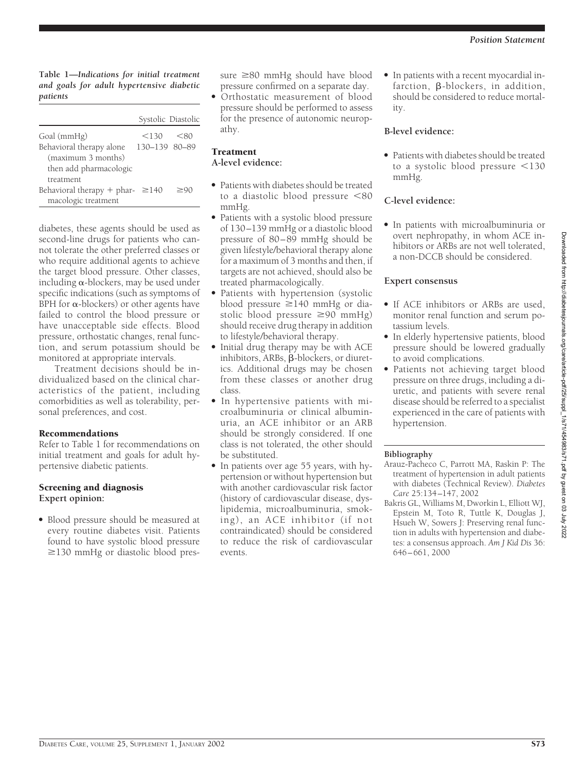**Table 1—*Indications for initial treatment and goals for adult hypertensive diabetic patients***

| | Systolic | Diastolic |
|---|---|---|
| Goal (mmHg) | <130 | <80 |
| Behavioral therapy alone (maximum 3 months) then add pharmacologic treatment | 130–139 | 80–89 |
| Behavioral therapy + pharmacologic treatment | ≥140 | ≥90 |

diabetes, these agents should be used as second-line drugs for patients who cannot tolerate the other preferred classes or who require additional agents to achieve the target blood pressure. Other classes, including α-blockers, may be used under specific indications (such as symptoms of BPH for α-blockers) or other agents have failed to control the blood pressure or have unacceptable side effects. Blood pressure, orthostatic changes, renal function, and serum potassium should be monitored at appropriate intervals.

Treatment decisions should be individualized based on the clinical characteristics of the patient, including comorbidities as well as tolerability, personal preferences, and cost.

## Recommendations

Refer to Table 1 for recommendations on initial treatment and goals for adult hypertensive diabetic patients.

### Screening and diagnosis

**Expert opinion:**

- Blood pressure should be measured at every routine diabetes visit. Patients found to have systolic blood pressure ≥130 mmHg or diastolic blood pressure ≥80 mmHg should have blood pressure confirmed on a separate day.
- Orthostatic measurement of blood pressure should be performed to assess for the presence of autonomic neuropathy.

### Treatment

**A-level evidence:**

- Patients with diabetes should be treated to a diastolic blood pressure <80 mmHg.
- Patients with a systolic blood pressure of 130–139 mmHg or a diastolic blood pressure of 80–89 mmHg should be given lifestyle/behavioral therapy alone for a maximum of 3 months and then, if targets are not achieved, should also be treated pharmacologically.
- Patients with hypertension (systolic blood pressure ≥140 mmHg or diastolic blood pressure ≥90 mmHg) should receive drug therapy in addition to lifestyle/behavioral therapy.
- Initial drug therapy may be with ACE inhibitors, ARBs, β-blockers, or diuretics. Additional drugs may be chosen from these classes or another drug class.
- In hypertensive patients with microalbuminuria or clinical albuminuria, an ACE inhibitor or an ARB should be strongly considered. If one class is not tolerated, the other should be substituted.
- In patients over age 55 years, with hypertension or without hypertension but with another cardiovascular risk factor (history of cardiovascular disease, dyslipidemia, microalbuminuria, smoking), an ACE inhibitor (if not contraindicated) should be considered to reduce the risk of cardiovascular events.
- In patients with a recent myocardial infarction, β-blockers, in addition, should be considered to reduce mortality.

**B-level evidence:**

- Patients with diabetes should be treated to a systolic blood pressure <130 mmHg.

**C-level evidence:**

- In patients with microalbuminuria or overt nephropathy, in whom ACE inhibitors or ARBs are not well tolerated, a non-DCCB should be considered.

**Expert consensus**

- If ACE inhibitors or ARBs are used, monitor renal function and serum potassium levels.
- In elderly hypertensive patients, blood pressure should be lowered gradually to avoid complications.
- Patients not achieving target blood pressure on three drugs, including a diuretic, and patients with severe renal disease should be referred to a specialist experienced in the care of patients with hypertension.

**Bibliography**

Arauz-Pacheco C, Parrott MA, Raskin P: The treatment of hypertension in adult patients with diabetes (Technical Review). *Diabetes Care* 25:134–147, 2002

Bakris GL, Williams M, Dworkin L, Elliott WJ, Epstein M, Toto R, Tuttle K, Douglas J, Hsueh W, Sowers J: Preserving renal function in adults with hypertension and diabetes: a consensus approach. *Am J Kid Dis* 36: 646–661, 2000